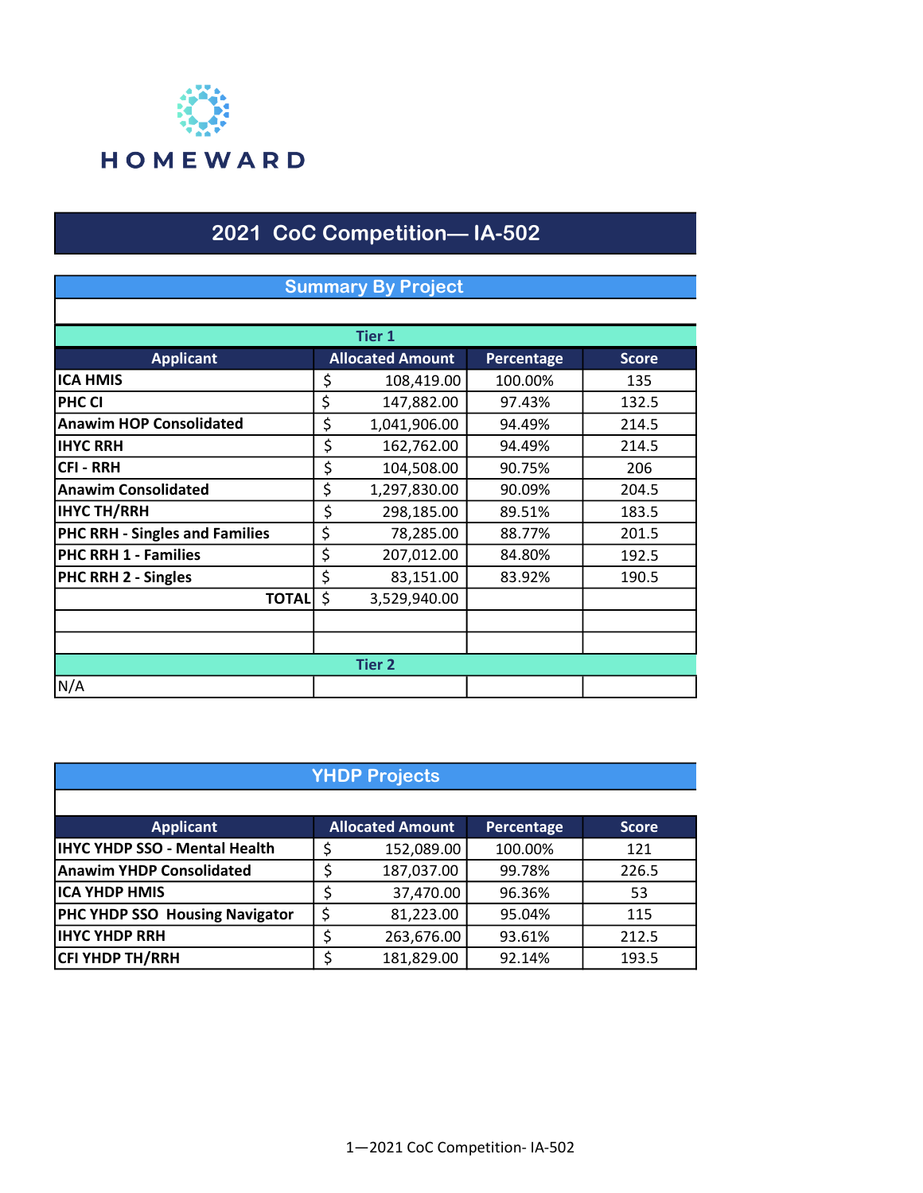HOMEWARD

# 2021 CoC Competition— IA-502

## Summary By Project

| Applicant | Allocated Amount | Percentage | Score |
|---|---|---|---|
| **Tier 1** | | | |
| **ICA HMIS** | $ 108,419.00 | 100.00% | 135 |
| **PHC CI** | $ 147,882.00 | 97.43% | 132.5 |
| **Anawim HOP Consolidated** | $ 1,041,906.00 | 94.49% | 214.5 |
| **IHYC RRH** | $ 162,762.00 | 94.49% | 214.5 |
| **CFI - RRH** | $ 104,508.00 | 90.75% | 206 |
| **Anawim Consolidated** | $ 1,297,830.00 | 90.09% | 204.5 |
| **IHYC TH/RRH** | $ 298,185.00 | 89.51% | 183.5 |
| **PHC RRH - Singles and Families** | $ 78,285.00 | 88.77% | 201.5 |
| **PHC RRH 1 - Families** | $ 207,012.00 | 84.80% | 192.5 |
| **PHC RRH 2 - Singles** | $ 83,151.00 | 83.92% | 190.5 |
| **TOTAL** | $ 3,529,940.00 | | |
| | | | |
| | | | |
| **Tier 2** | | | |
| N/A | | | |

## YHDP Projects

| Applicant | Allocated Amount | Percentage | Score |
|---|---|---|---|
| **IHYC YHDP SSO - Mental Health** | $ 152,089.00 | 100.00% | 121 |
| **Anawim YHDP Consolidated** | $ 187,037.00 | 99.78% | 226.5 |
| **ICA YHDP HMIS** | $ 37,470.00 | 96.36% | 53 |
| **PHC YHDP SSO Housing Navigator** | $ 81,223.00 | 95.04% | 115 |
| **IHYC YHDP RRH** | $ 263,676.00 | 93.61% | 212.5 |
| **CFI YHDP TH/RRH** | $ 181,829.00 | 92.14% | 193.5 |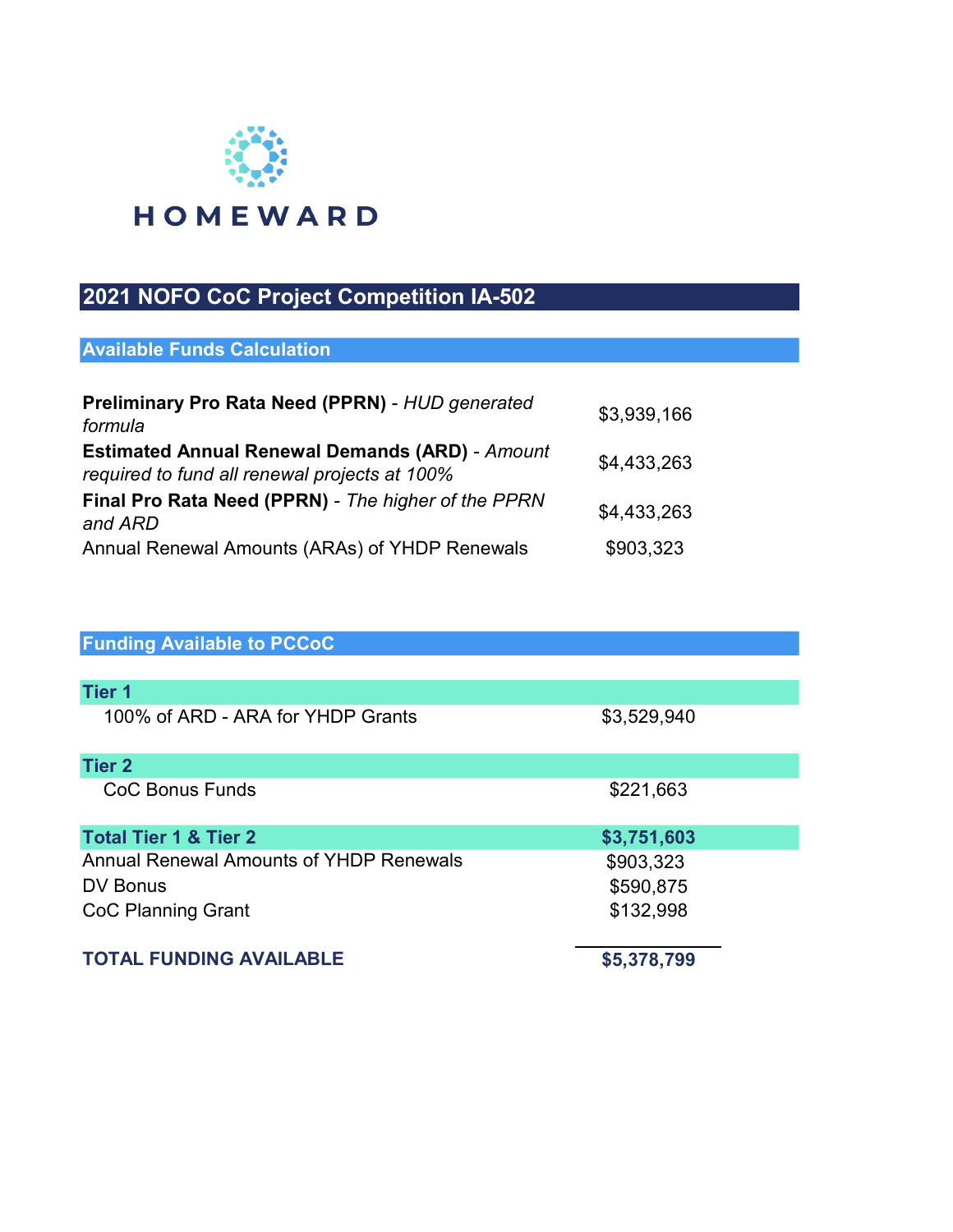HOMEWARD

# 2021 NOFO CoC Project Competition IA-502

## Available Funds Calculation

| | |
|---|---|
| **Preliminary Pro Rata Need (PPRN)** - *HUD generated formula* | $3,939,166 |
| **Estimated Annual Renewal Demands (ARD)** - *Amount required to fund all renewal projects at 100%* | $4,433,263 |
| **Final Pro Rata Need (PPRN)** - *The higher of the PPRN and ARD* | $4,433,263 |
| Annual Renewal Amounts (ARAs) of YHDP Renewals | $903,323 |

## Funding Available to PCCoC

| | |
|---|---|
| **Tier 1** | |
| 100% of ARD - ARA for YHDP Grants | $3,529,940 |
| **Tier 2** | |
| CoC Bonus Funds | $221,663 |
| **Total Tier 1 & Tier 2** | **$3,751,603** |
| Annual Renewal Amounts of YHDP Renewals | $903,323 |
| DV Bonus | $590,875 |
| CoC Planning Grant | $132,998 |
| **TOTAL FUNDING AVAILABLE** | **$5,378,799** |